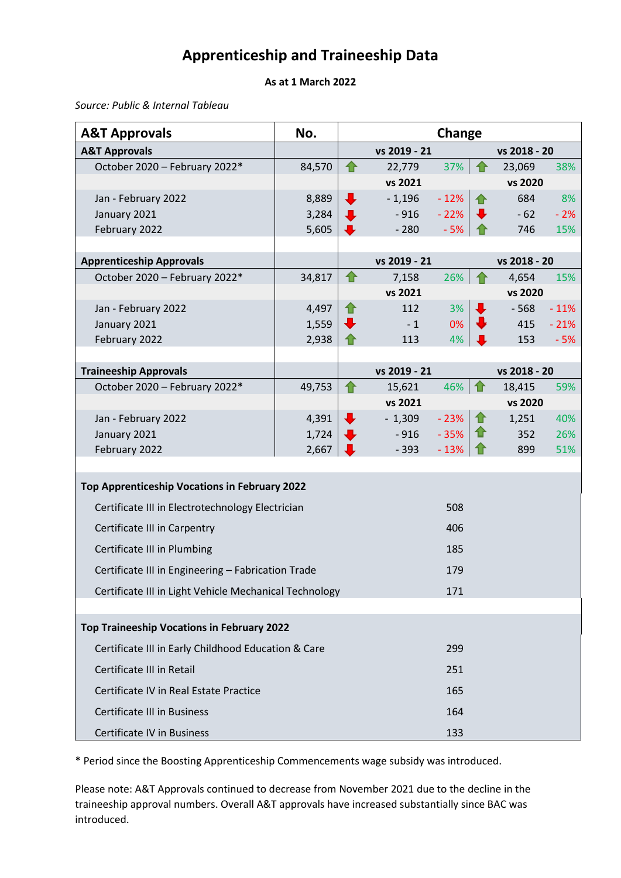# Apprenticeship and Traineeship Data

**As at 1 March 2022**

*Source: Public & Internal Tableau*

| A&T Approvals | No. | Change | | | | | |
|---|---|---|---|---|---|---|---|
| **A&T Approvals** | | | **vs 2019 - 21** | | | **vs 2018 - 20** | |
| October 2020 – February 2022* | 84,570 | ⇧ | 22,779 | 37% | ⇧ | 23,069 | 38% |
| | | | **vs 2021** | | | **vs 2020** | |
| Jan - February 2022 | 8,889 | ⇩ | - 1,196 | - 12% | ⇧ | 684 | 8% |
| January 2021 | 3,284 | ⇩ | - 916 | - 22% | ⇩ | - 62 | - 2% |
| February 2022 | 5,605 | ⇩ | - 280 | - 5% | ⇧ | 746 | 15% |
| | | | | | | | |
| **Apprenticeship Approvals** | | | **vs 2019 - 21** | | | **vs 2018 - 20** | |
| October 2020 – February 2022* | 34,817 | ⇧ | 7,158 | 26% | ⇧ | 4,654 | 15% |
| | | | **vs 2021** | | | **vs 2020** | |
| Jan - February 2022 | 4,497 | ⇧ | 112 | 3% | ⇩ | - 568 | - 11% |
| January 2021 | 1,559 | ⇩ | - 1 | 0% | ⇩ | 415 | - 21% |
| February 2022 | 2,938 | ⇧ | 113 | 4% | ⇩ | 153 | - 5% |
| | | | | | | | |
| **Traineeship Approvals** | | | **vs 2019 - 21** | | | **vs 2018 - 20** | |
| October 2020 – February 2022* | 49,753 | ⇧ | 15,621 | 46% | ⇧ | 18,415 | 59% |
| | | | **vs 2021** | | | **vs 2020** | |
| Jan - February 2022 | 4,391 | ⇩ | - 1,309 | - 23% | ⇧ | 1,251 | 40% |
| January 2021 | 1,724 | ⇩ | - 916 | - 35% | ⇧ | 352 | 26% |
| February 2022 | 2,667 | ⇩ | - 393 | - 13% | ⇧ | 899 | 51% |

| Top Apprenticeship Vocations in February 2022 | |
|---|---|
| Certificate III in Electrotechnology Electrician | 508 |
| Certificate III in Carpentry | 406 |
| Certificate III in Plumbing | 185 |
| Certificate III in Engineering – Fabrication Trade | 179 |
| Certificate III in Light Vehicle Mechanical Technology | 171 |

| Top Traineeship Vocations in February 2022 | |
|---|---|
| Certificate III in Early Childhood Education & Care | 299 |
| Certificate III in Retail | 251 |
| Certificate IV in Real Estate Practice | 165 |
| Certificate III in Business | 164 |
| Certificate IV in Business | 133 |

* Period since the Boosting Apprenticeship Commencements wage subsidy was introduced.

Please note: A&T Approvals continued to decrease from November 2021 due to the decline in the traineeship approval numbers. Overall A&T approvals have increased substantially since BAC was introduced.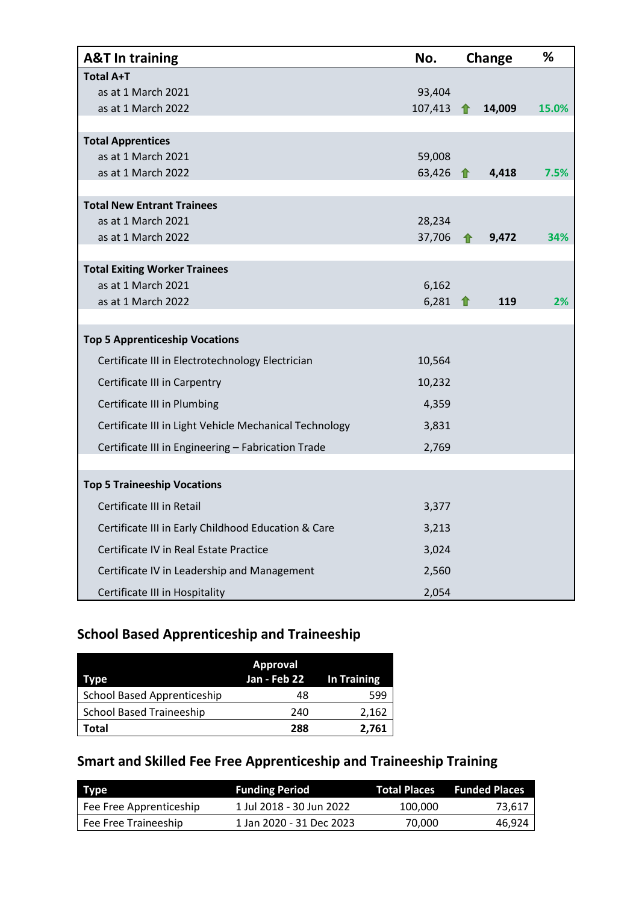| A&T In training | No. | Change | % |
|---|---|---|---|
| **Total A+T** | | | |
| as at 1 March 2021 | 93,404 | | |
| as at 1 March 2022 | 107,413 | 14,009 | 15.0% |
| | | | |
| **Total Apprentices** | | | |
| as at 1 March 2021 | 59,008 | | |
| as at 1 March 2022 | 63,426 | 4,418 | 7.5% |
| | | | |
| **Total New Entrant Trainees** | | | |
| as at 1 March 2021 | 28,234 | | |
| as at 1 March 2022 | 37,706 | 9,472 | 34% |
| | | | |
| **Total Exiting Worker Trainees** | | | |
| as at 1 March 2021 | 6,162 | | |
| as at 1 March 2022 | 6,281 | 119 | 2% |
| | | | |
| **Top 5 Apprenticeship Vocations** | | | |
| Certificate III in Electrotechnology Electrician | 10,564 | | |
| Certificate III in Carpentry | 10,232 | | |
| Certificate III in Plumbing | 4,359 | | |
| Certificate III in Light Vehicle Mechanical Technology | 3,831 | | |
| Certificate III in Engineering – Fabrication Trade | 2,769 | | |
| | | | |
| **Top 5 Traineeship Vocations** | | | |
| Certificate III in Retail | 3,377 | | |
| Certificate III in Early Childhood Education & Care | 3,213 | | |
| Certificate IV in Real Estate Practice | 3,024 | | |
| Certificate IV in Leadership and Management | 2,560 | | |
| Certificate III in Hospitality | 2,054 | | |

## School Based Apprenticeship and Traineeship

| Type | Approval Jan - Feb 22 | In Training |
|---|---|---|
| School Based Apprenticeship | 48 | 599 |
| School Based Traineeship | 240 | 2,162 |
| **Total** | **288** | **2,761** |

## Smart and Skilled Fee Free Apprenticeship and Traineeship Training

| Type | Funding Period | Total Places | Funded Places |
|---|---|---|---|
| Fee Free Apprenticeship | 1 Jul 2018 - 30 Jun 2022 | 100,000 | 73,617 |
| Fee Free Traineeship | 1 Jan 2020 - 31 Dec 2023 | 70,000 | 46,924 |